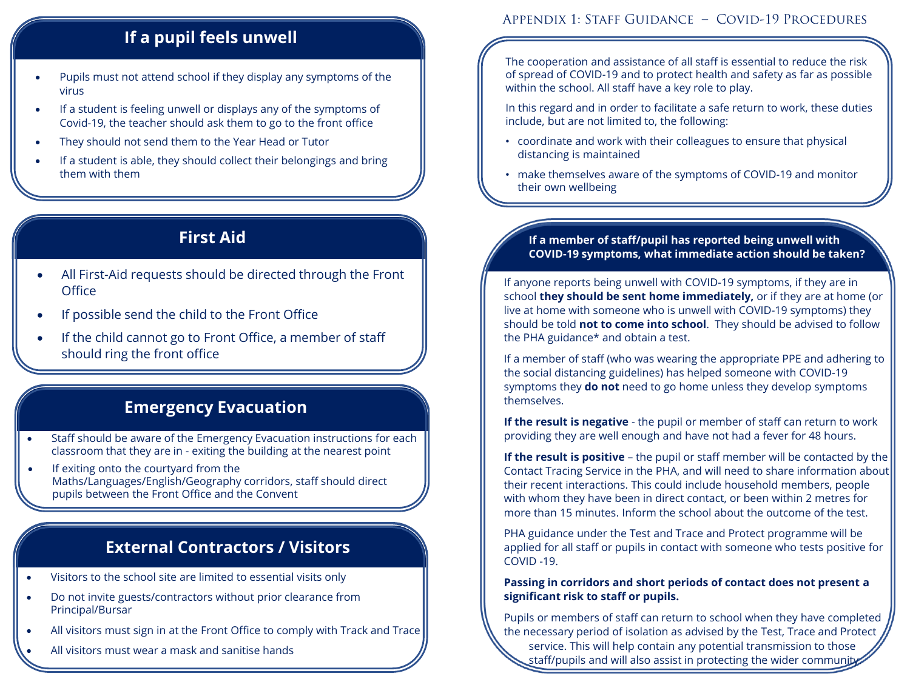## If a pupil feels unwell

- Pupils must not attend school if they display any symptoms of the virus
- If a student is feeling unwell or displays any of the symptoms of Covid-19, the teacher should ask them to go to the front office
- They should not send them to the Year Head or Tutor
- If a student is able, they should collect their belongings and bring them with them

## First Aid

- All First-Aid requests should be directed through the Front Office
- If possible send the child to the Front Office
- If the child cannot go to Front Office, a member of staff should ring the front office

## Emergency Evacuation

- Staff should be aware of the Emergency Evacuation instructions for each classroom that they are in - exiting the building at the nearest point
- If exiting onto the courtyard from the Maths/Languages/English/Geography corridors, staff should direct pupils between the Front Office and the Convent

## External Contractors / Visitors

- Visitors to the school site are limited to essential visits only
- Do not invite guests/contractors without prior clearance from Principal/Bursar
- All visitors must sign in at the Front Office to comply with Track and Trace
- All visitors must wear a mask and sanitise hands

# Appendix 1: Staff Guidance – Covid-19 Procedures

The cooperation and assistance of all staff is essential to reduce the risk of spread of COVID-19 and to protect health and safety as far as possible within the school. All staff have a key role to play.

In this regard and in order to facilitate a safe return to work, these duties include, but are not limited to, the following:

- coordinate and work with their colleagues to ensure that physical distancing is maintained
- make themselves aware of the symptoms of COVID-19 and monitor their own wellbeing

## If a member of staff/pupil has reported being unwell with COVID-19 symptoms, what immediate action should be taken?

If anyone reports being unwell with COVID-19 symptoms, if they are in school **they should be sent home immediately,** or if they are at home (or live at home with someone who is unwell with COVID-19 symptoms) they should be told **not to come into school**. They should be advised to follow the PHA guidance* and obtain a test.

If a member of staff (who was wearing the appropriate PPE and adhering to the social distancing guidelines) has helped someone with COVID-19 symptoms they **do not** need to go home unless they develop symptoms themselves.

**If the result is negative** - the pupil or member of staff can return to work providing they are well enough and have not had a fever for 48 hours.

**If the result is positive** – the pupil or staff member will be contacted by the Contact Tracing Service in the PHA, and will need to share information about their recent interactions. This could include household members, people with whom they have been in direct contact, or been within 2 metres for more than 15 minutes. Inform the school about the outcome of the test.

PHA guidance under the Test and Trace and Protect programme will be applied for all staff or pupils in contact with someone who tests positive for COVID -19.

**Passing in corridors and short periods of contact does not present a significant risk to staff or pupils.**

Pupils or members of staff can return to school when they have completed the necessary period of isolation as advised by the Test, Trace and Protect service. This will help contain any potential transmission to those staff/pupils and will also assist in protecting the wider community.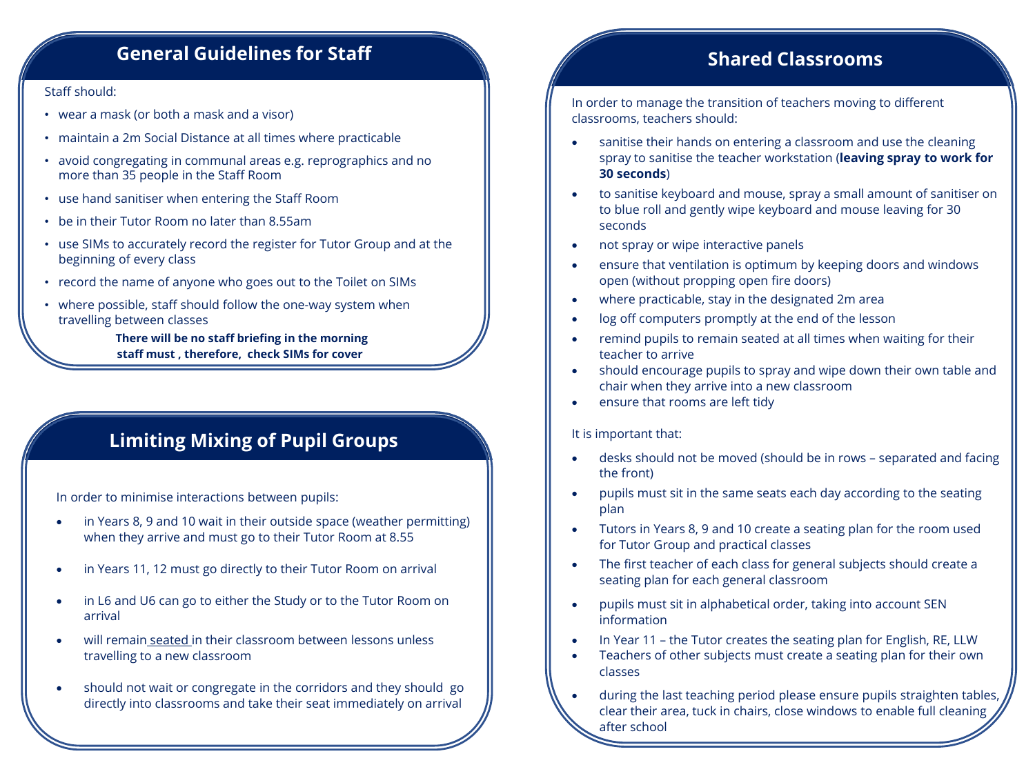## General Guidelines for Staff

Staff should:

- wear a mask (or both a mask and a visor)
- maintain a 2m Social Distance at all times where practicable
- avoid congregating in communal areas e.g. reprographics and no more than 35 people in the Staff Room
- use hand sanitiser when entering the Staff Room
- be in their Tutor Room no later than 8.55am
- use SIMs to accurately record the register for Tutor Group and at the beginning of every class
- record the name of anyone who goes out to the Toilet on SIMs
- where possible, staff should follow the one-way system when travelling between classes

**There will be no staff briefing in the morning staff must , therefore, check SIMs for cover**

## Limiting Mixing of Pupil Groups

In order to minimise interactions between pupils:

- in Years 8, 9 and 10 wait in their outside space (weather permitting) when they arrive and must go to their Tutor Room at 8.55
- in Years 11, 12 must go directly to their Tutor Room on arrival
- in L6 and U6 can go to either the Study or to the Tutor Room on arrival
- will remain seated in their classroom between lessons unless travelling to a new classroom
- should not wait or congregate in the corridors and they should go directly into classrooms and take their seat immediately on arrival

## Shared Classrooms

In order to manage the transition of teachers moving to different classrooms, teachers should:

- sanitise their hands on entering a classroom and use the cleaning spray to sanitise the teacher workstation (**leaving spray to work for 30 seconds**)
- to sanitise keyboard and mouse, spray a small amount of sanitiser on to blue roll and gently wipe keyboard and mouse leaving for 30 seconds
- not spray or wipe interactive panels
- ensure that ventilation is optimum by keeping doors and windows open (without propping open fire doors)
- where practicable, stay in the designated 2m area
- log off computers promptly at the end of the lesson
- remind pupils to remain seated at all times when waiting for their teacher to arrive
- should encourage pupils to spray and wipe down their own table and chair when they arrive into a new classroom
- ensure that rooms are left tidy

It is important that:

- desks should not be moved (should be in rows – separated and facing the front)
- pupils must sit in the same seats each day according to the seating plan
- Tutors in Years 8, 9 and 10 create a seating plan for the room used for Tutor Group and practical classes
- The first teacher of each class for general subjects should create a seating plan for each general classroom
- pupils must sit in alphabetical order, taking into account SEN information
- In Year 11 – the Tutor creates the seating plan for English, RE, LLW
- Teachers of other subjects must create a seating plan for their own classes
- during the last teaching period please ensure pupils straighten tables, clear their area, tuck in chairs, close windows to enable full cleaning after school